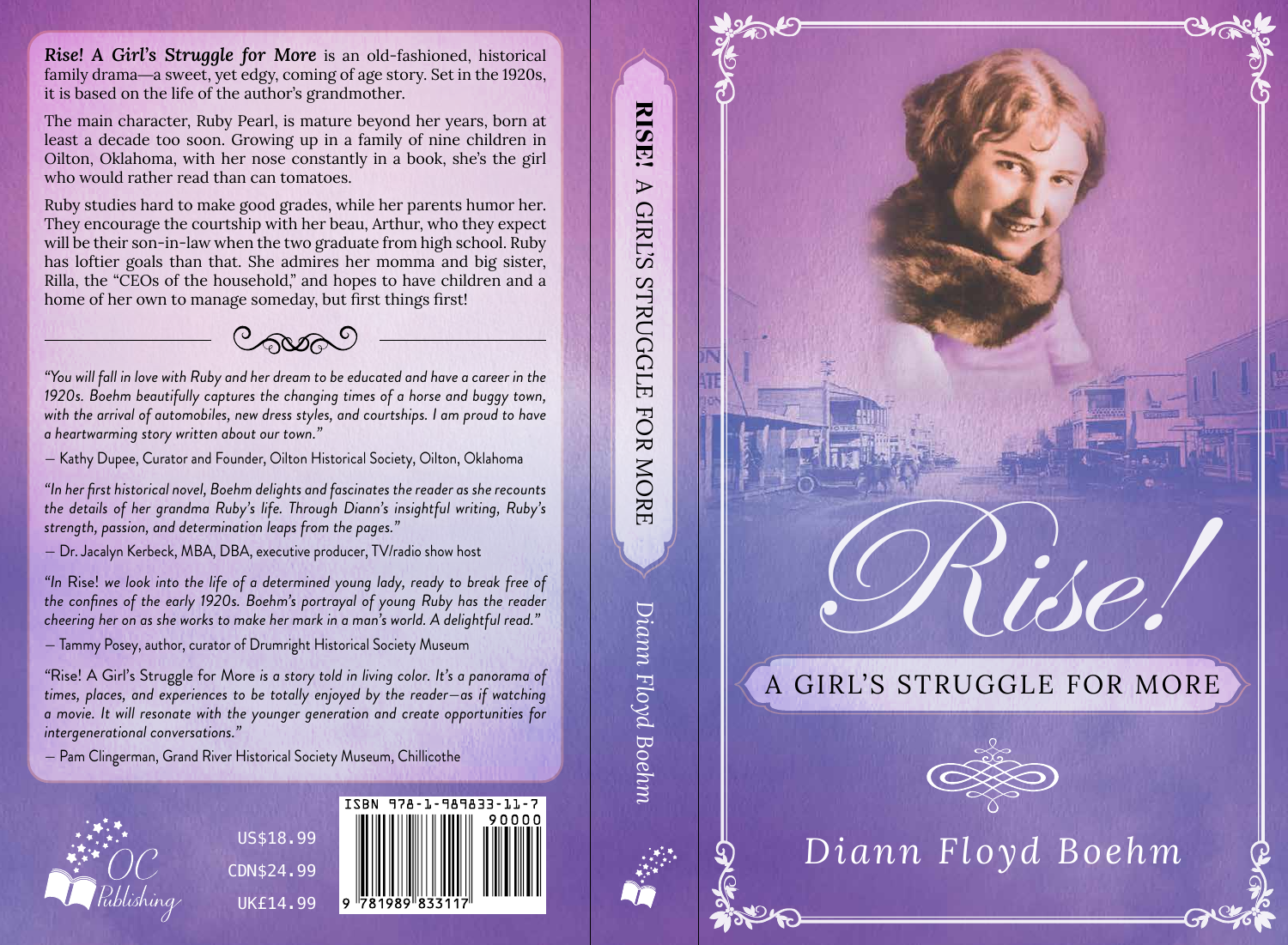**Rise! A Girl's Struggle for More** is an old-fashioned, historical family drama—a sweet, yet edgy, coming of age story. Set in the 1920s, it is based on the life of the author's grandmother.

The main character, Ruby Pearl, is mature beyond her years, born at least a decade too soon. Growing up in a family of nine children in Oilton, Oklahoma, with her nose constantly in a book, she's the girl who would rather read than can tomatoes.

Ruby studies hard to make good grades, while her parents humor her. They encourage the courtship with her beau, Arthur, who they expect will be their son-in-law when the two graduate from high school. Ruby has loftier goals than that. She admires her momma and big sister, Rilla, the "CEOs of the household," and hopes to have children and a home of her own to manage someday, but first things first!

---

*"You will fall in love with Ruby and her dream to be educated and have a career in the 1920s. Boehm beautifully captures the changing times of a horse and buggy town, with the arrival of automobiles, new dress styles, and courtships. I am proud to have a heartwarming story written about our town."*

— Kathy Dupee, Curator and Founder, Oilton Historical Society, Oilton, Oklahoma

*"In her first historical novel, Boehm delights and fascinates the reader as she recounts the details of her grandma Ruby's life. Through Diann's insightful writing, Ruby's strength, passion, and determination leaps from the pages."*

— Dr. Jacalyn Kerbeck, MBA, DBA, executive producer, TV/radio show host

*"In* Rise! *we look into the life of a determined young lady, ready to break free of the confines of the early 1920s. Boehm's portrayal of young Ruby has the reader cheering her on as she works to make her mark in a man's world. A delightful read."*

— Tammy Posey, author, curator of Drumright Historical Society Museum

"Rise! A Girl's Struggle for More *is a story told in living color. It's a panorama of times, places, and experiences to be totally enjoyed by the reader—as if watching a movie. It will resonate with the younger generation and create opportunities for intergenerational conversations."*

— Pam Clingerman, Grand River Historical Society Museum, Chillicothe

OC Publishing

US$18.99
CDN$24.99
UK£14.99

ISBN 978-1-989833-11-7

90000

9 781989 833117

**RISE!** A GIRL'S STRUGGLE FOR MORE

*Diann Floyd Boehm*

# *Rise!*

## A GIRL'S STRUGGLE FOR MORE

*Diann Floyd Boehm*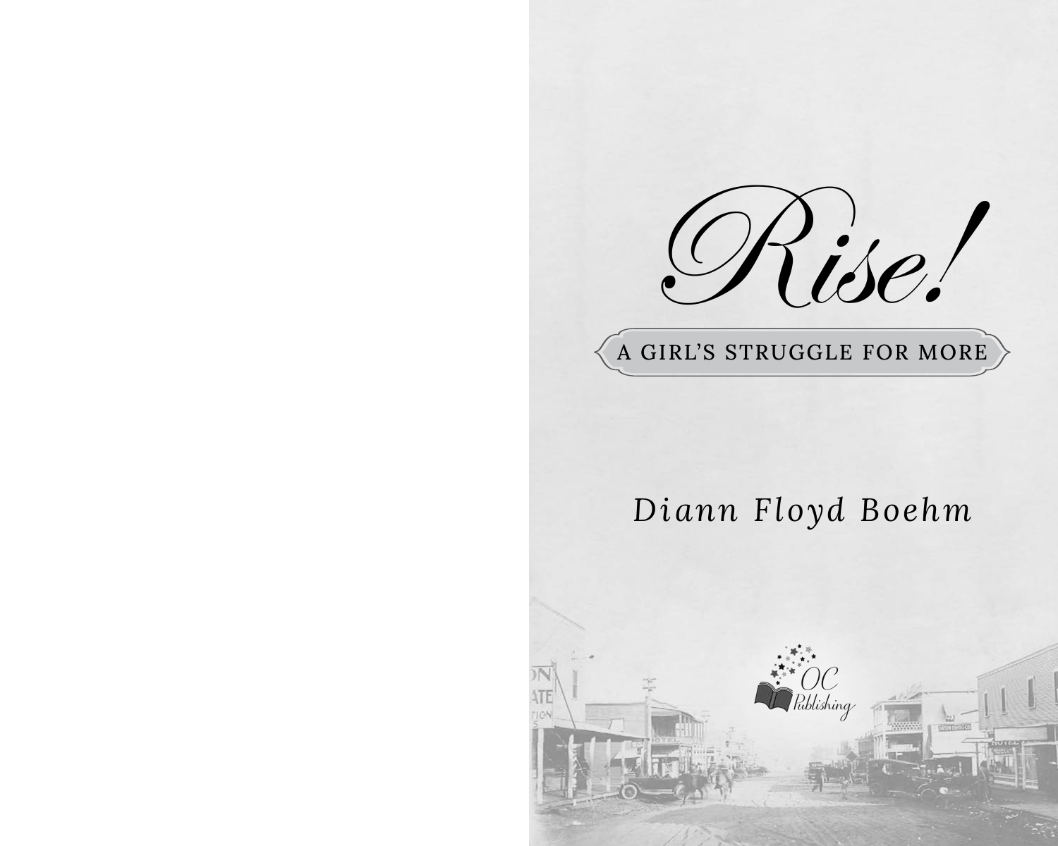# Rise!

## A GIRL'S STRUGGLE FOR MORE

*Diann Floyd Boehm*

OC Publishing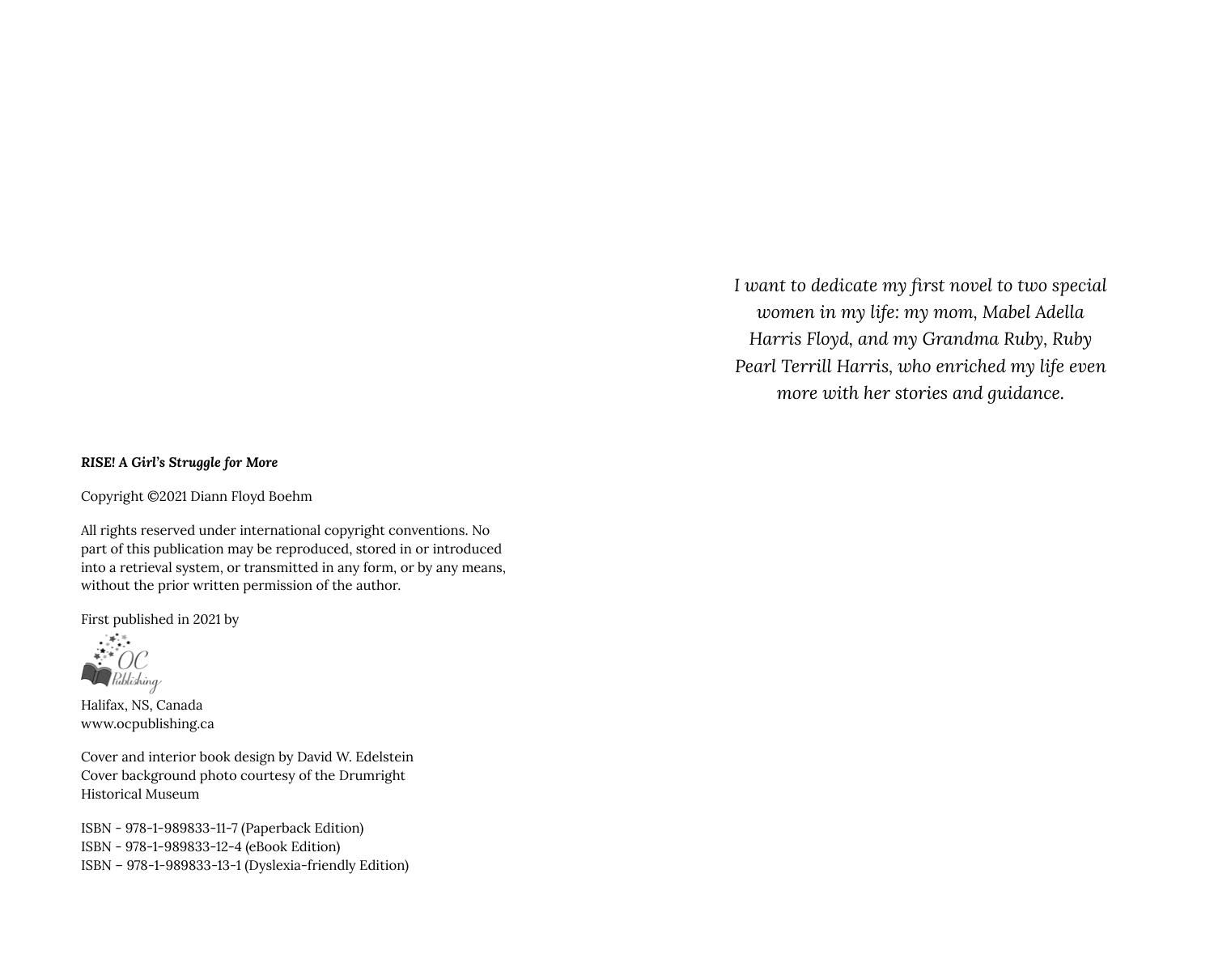**RISE! *A Girl's Struggle for More***

Copyright ©2021 Diann Floyd Boehm

All rights reserved under international copyright conventions. No part of this publication may be reproduced, stored in or introduced into a retrieval system, or transmitted in any form, or by any means, without the prior written permission of the author.

First published in 2021 by

OC Publishing

Halifax, NS, Canada
www.ocpublishing.ca

Cover and interior book design by David W. Edelstein
Cover background photo courtesy of the Drumright Historical Museum

ISBN - 978-1-989833-11-7 (Paperback Edition)
ISBN - 978-1-989833-12-4 (eBook Edition)
ISBN – 978-1-989833-13-1 (Dyslexia-friendly Edition)

*I want to dedicate my first novel to two special women in my life: my mom, Mabel Adella Harris Floyd, and my Grandma Ruby, Ruby Pearl Terrill Harris, who enriched my life even more with her stories and guidance.*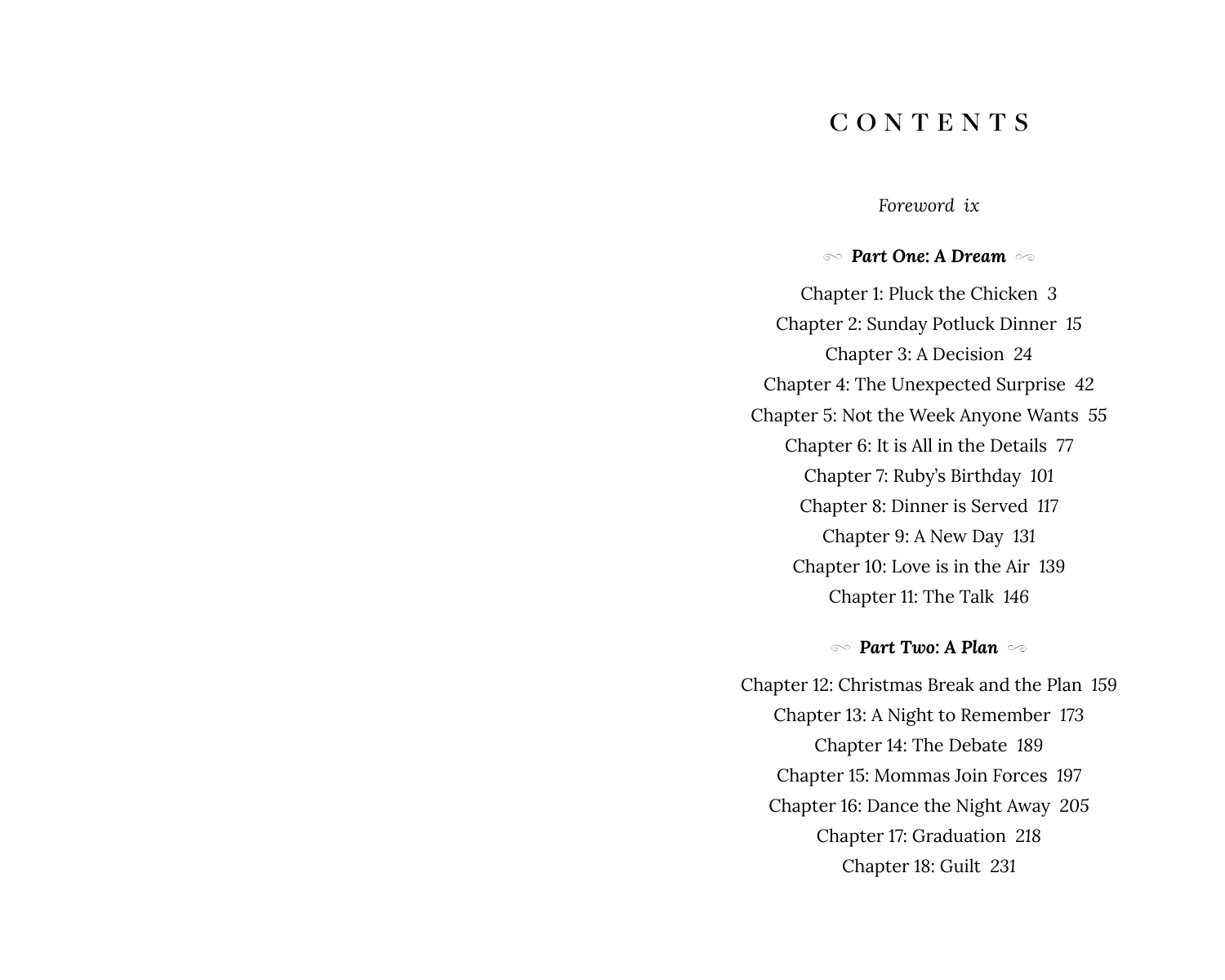# CONTENTS

*Foreword ix*

## ***Part One: A Dream***

Chapter 1: Pluck the Chicken 3

Chapter 2: Sunday Potluck Dinner 15

Chapter 3: A Decision 24

Chapter 4: The Unexpected Surprise 42

Chapter 5: Not the Week Anyone Wants 55

Chapter 6: It is All in the Details 77

Chapter 7: Ruby's Birthday 101

Chapter 8: Dinner is Served 117

Chapter 9: A New Day 131

Chapter 10: Love is in the Air 139

Chapter 11: The Talk 146

## ***Part Two: A Plan***

Chapter 12: Christmas Break and the Plan 159

Chapter 13: A Night to Remember 173

Chapter 14: The Debate 189

Chapter 15: Mommas Join Forces 197

Chapter 16: Dance the Night Away 205

Chapter 17: Graduation 218

Chapter 18: Guilt 231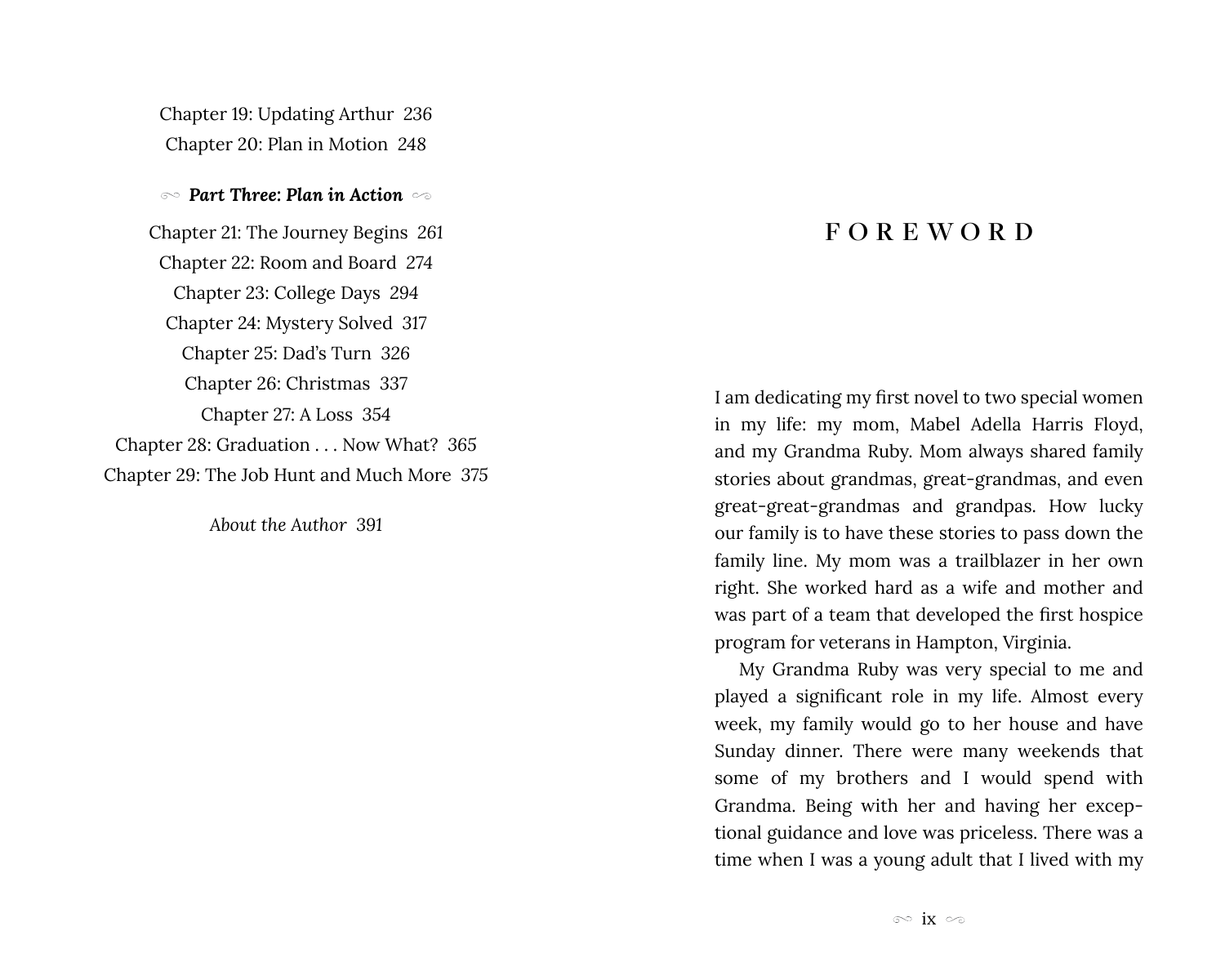Chapter 19: Updating Arthur 236

Chapter 20: Plan in Motion 248

***Part Three: Plan in Action***

Chapter 21: The Journey Begins 261

Chapter 22: Room and Board 274

Chapter 23: College Days 294

Chapter 24: Mystery Solved 317

Chapter 25: Dad's Turn 326

Chapter 26: Christmas 337

Chapter 27: A Loss 354

Chapter 28: Graduation . . . Now What? 365

Chapter 29: The Job Hunt and Much More 375

*About the Author* 391

# FOREWORD

I am dedicating my first novel to two special women in my life: my mom, Mabel Adella Harris Floyd, and my Grandma Ruby. Mom always shared family stories about grandmas, great-grandmas, and even great-great-grandmas and grandpas. How lucky our family is to have these stories to pass down the family line. My mom was a trailblazer in her own right. She worked hard as a wife and mother and was part of a team that developed the first hospice program for veterans in Hampton, Virginia.

My Grandma Ruby was very special to me and played a significant role in my life. Almost every week, my family would go to her house and have Sunday dinner. There were many weekends that some of my brothers and I would spend with Grandma. Being with her and having her exceptional guidance and love was priceless. There was a time when I was a young adult that I lived with my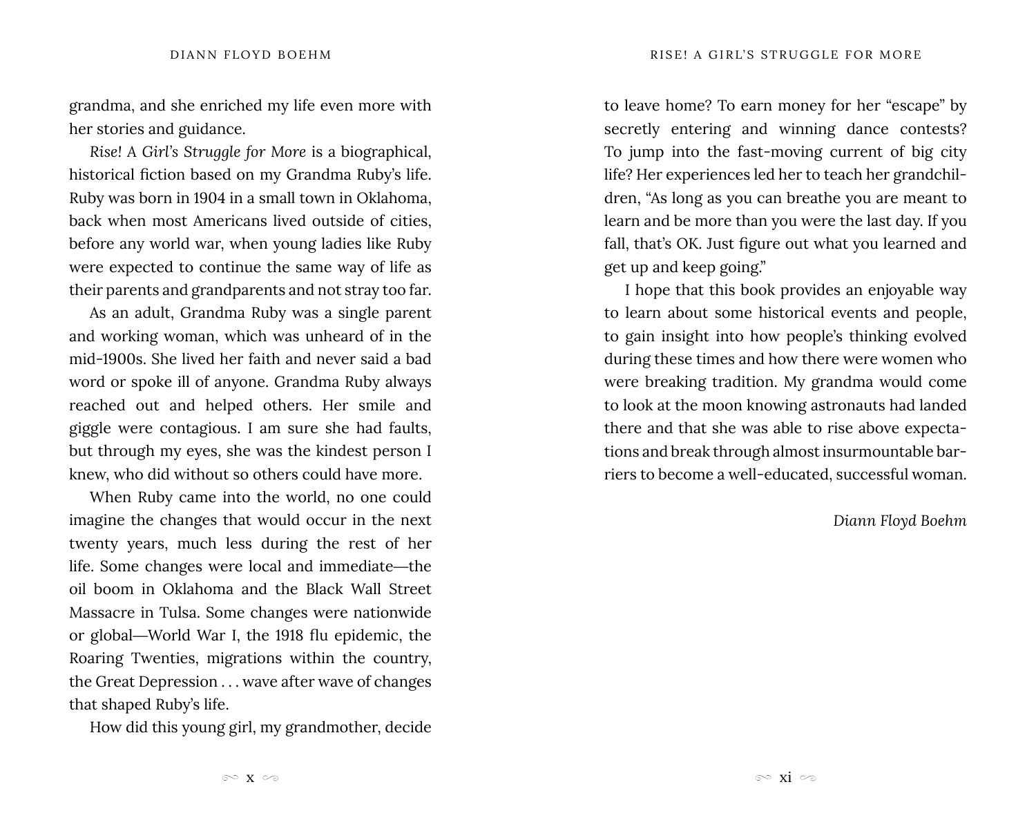grandma, and she enriched my life even more with her stories and guidance.

*Rise! A Girl's Struggle for More* is a biographical, historical fiction based on my Grandma Ruby's life. Ruby was born in 1904 in a small town in Oklahoma, back when most Americans lived outside of cities, before any world war, when young ladies like Ruby were expected to continue the same way of life as their parents and grandparents and not stray too far.

As an adult, Grandma Ruby was a single parent and working woman, which was unheard of in the mid-1900s. She lived her faith and never said a bad word or spoke ill of anyone. Grandma Ruby always reached out and helped others. Her smile and giggle were contagious. I am sure she had faults, but through my eyes, she was the kindest person I knew, who did without so others could have more.

When Ruby came into the world, no one could imagine the changes that would occur in the next twenty years, much less during the rest of her life. Some changes were local and immediate—the oil boom in Oklahoma and the Black Wall Street Massacre in Tulsa. Some changes were nationwide or global—World War I, the 1918 flu epidemic, the Roaring Twenties, migrations within the country, the Great Depression . . . wave after wave of changes that shaped Ruby's life.

How did this young girl, my grandmother, decide to leave home? To earn money for her "escape" by secretly entering and winning dance contests? To jump into the fast-moving current of big city life? Her experiences led her to teach her grandchildren, "As long as you can breathe you are meant to learn and be more than you were the last day. If you fall, that's OK. Just figure out what you learned and get up and keep going."

I hope that this book provides an enjoyable way to learn about some historical events and people, to gain insight into how people's thinking evolved during these times and how there were women who were breaking tradition. My grandma would come to look at the moon knowing astronauts had landed there and that she was able to rise above expectations and break through almost insurmountable barriers to become a well-educated, successful woman.

*Diann Floyd Boehm*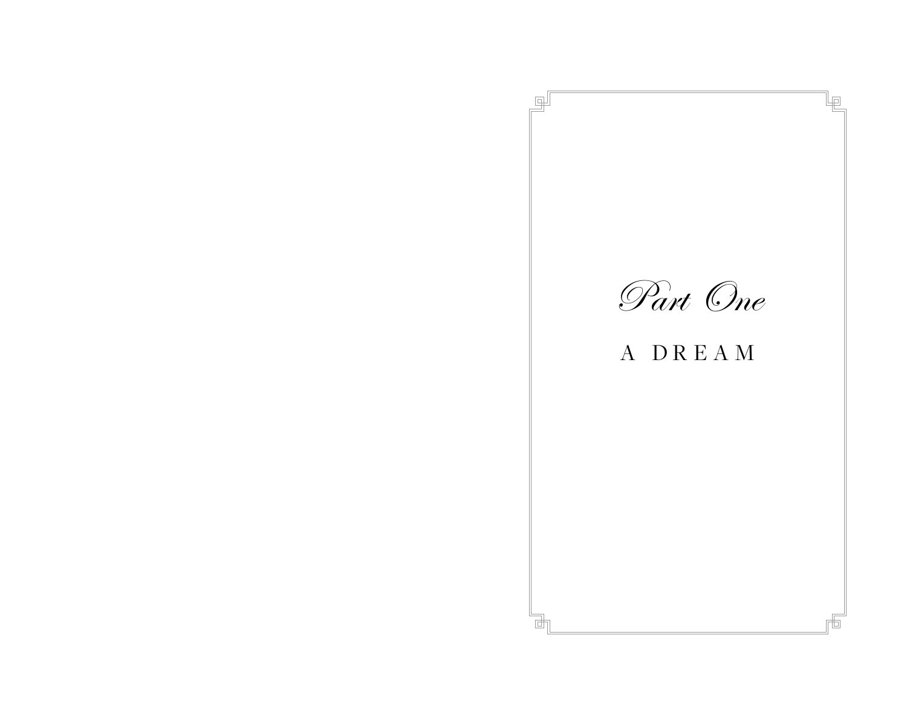# *Part One*

## A DREAM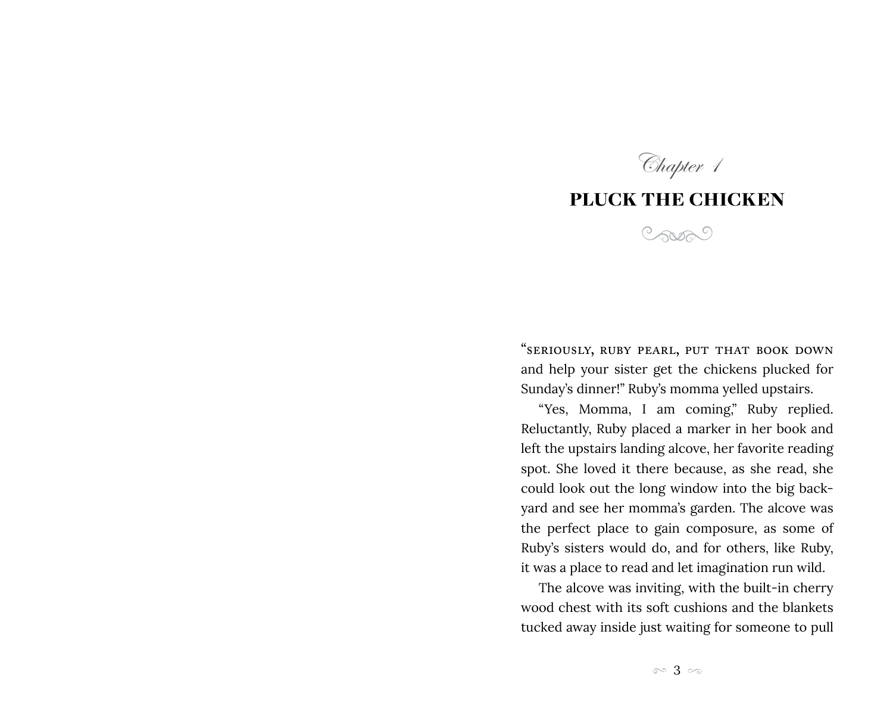*Chapter 1*

# PLUCK THE CHICKEN

"SERIOUSLY, RUBY PEARL, PUT THAT BOOK DOWN and help your sister get the chickens plucked for Sunday's dinner!" Ruby's momma yelled upstairs.

"Yes, Momma, I am coming," Ruby replied. Reluctantly, Ruby placed a marker in her book and left the upstairs landing alcove, her favorite reading spot. She loved it there because, as she read, she could look out the long window into the big backyard and see her momma's garden. The alcove was the perfect place to gain composure, as some of Ruby's sisters would do, and for others, like Ruby, it was a place to read and let imagination run wild.

The alcove was inviting, with the built-in cherry wood chest with its soft cushions and the blankets tucked away inside just waiting for someone to pull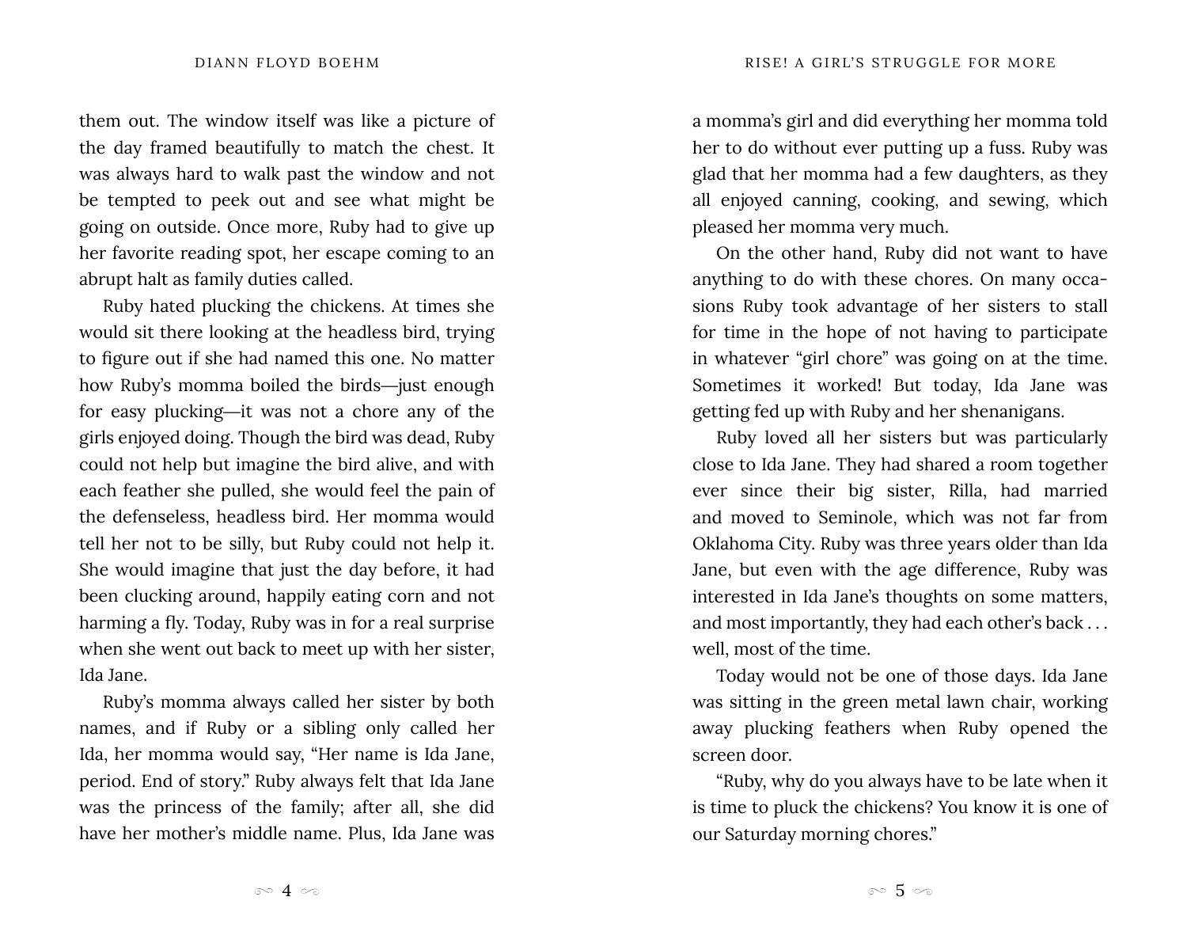them out. The window itself was like a picture of the day framed beautifully to match the chest. It was always hard to walk past the window and not be tempted to peek out and see what might be going on outside. Once more, Ruby had to give up her favorite reading spot, her escape coming to an abrupt halt as family duties called.

Ruby hated plucking the chickens. At times she would sit there looking at the headless bird, trying to figure out if she had named this one. No matter how Ruby's momma boiled the birds—just enough for easy plucking—it was not a chore any of the girls enjoyed doing. Though the bird was dead, Ruby could not help but imagine the bird alive, and with each feather she pulled, she would feel the pain of the defenseless, headless bird. Her momma would tell her not to be silly, but Ruby could not help it. She would imagine that just the day before, it had been clucking around, happily eating corn and not harming a fly. Today, Ruby was in for a real surprise when she went out back to meet up with her sister, Ida Jane.

Ruby's momma always called her sister by both names, and if Ruby or a sibling only called her Ida, her momma would say, "Her name is Ida Jane, period. End of story." Ruby always felt that Ida Jane was the princess of the family; after all, she did have her mother's middle name. Plus, Ida Jane was a momma's girl and did everything her momma told her to do without ever putting up a fuss. Ruby was glad that her momma had a few daughters, as they all enjoyed canning, cooking, and sewing, which pleased her momma very much.

On the other hand, Ruby did not want to have anything to do with these chores. On many occasions Ruby took advantage of her sisters to stall for time in the hope of not having to participate in whatever "girl chore" was going on at the time. Sometimes it worked! But today, Ida Jane was getting fed up with Ruby and her shenanigans.

Ruby loved all her sisters but was particularly close to Ida Jane. They had shared a room together ever since their big sister, Rilla, had married and moved to Seminole, which was not far from Oklahoma City. Ruby was three years older than Ida Jane, but even with the age difference, Ruby was interested in Ida Jane's thoughts on some matters, and most importantly, they had each other's back . . . well, most of the time.

Today would not be one of those days. Ida Jane was sitting in the green metal lawn chair, working away plucking feathers when Ruby opened the screen door.

"Ruby, why do you always have to be late when it is time to pluck the chickens? You know it is one of our Saturday morning chores."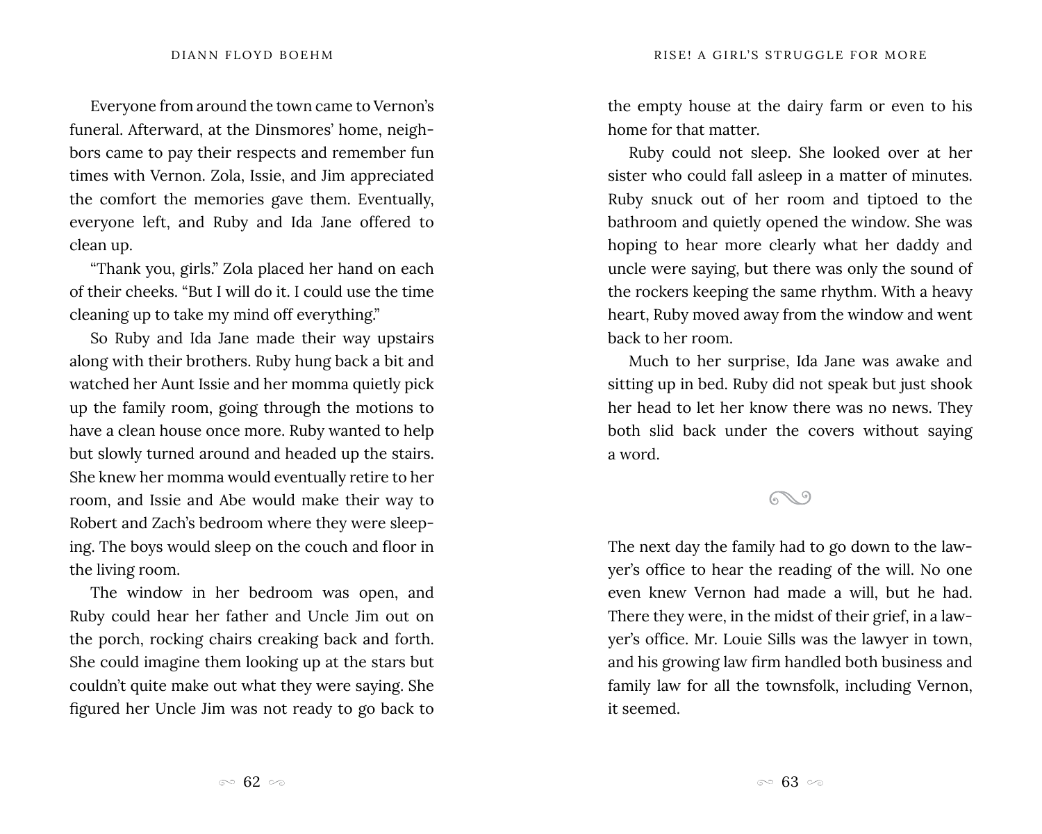Everyone from around the town came to Vernon's funeral. Afterward, at the Dinsmores' home, neighbors came to pay their respects and remember fun times with Vernon. Zola, Issie, and Jim appreciated the comfort the memories gave them. Eventually, everyone left, and Ruby and Ida Jane offered to clean up.

"Thank you, girls." Zola placed her hand on each of their cheeks. "But I will do it. I could use the time cleaning up to take my mind off everything."

So Ruby and Ida Jane made their way upstairs along with their brothers. Ruby hung back a bit and watched her Aunt Issie and her momma quietly pick up the family room, going through the motions to have a clean house once more. Ruby wanted to help but slowly turned around and headed up the stairs. She knew her momma would eventually retire to her room, and Issie and Abe would make their way to Robert and Zach's bedroom where they were sleeping. The boys would sleep on the couch and floor in the living room.

The window in her bedroom was open, and Ruby could hear her father and Uncle Jim out on the porch, rocking chairs creaking back and forth. She could imagine them looking up at the stars but couldn't quite make out what they were saying. She figured her Uncle Jim was not ready to go back to the empty house at the dairy farm or even to his home for that matter.

Ruby could not sleep. She looked over at her sister who could fall asleep in a matter of minutes. Ruby snuck out of her room and tiptoed to the bathroom and quietly opened the window. She was hoping to hear more clearly what her daddy and uncle were saying, but there was only the sound of the rockers keeping the same rhythm. With a heavy heart, Ruby moved away from the window and went back to her room.

Much to her surprise, Ida Jane was awake and sitting up in bed. Ruby did not speak but just shook her head to let her know there was no news. They both slid back under the covers without saying a word.

The next day the family had to go down to the lawyer's office to hear the reading of the will. No one even knew Vernon had made a will, but he had. There they were, in the midst of their grief, in a lawyer's office. Mr. Louie Sills was the lawyer in town, and his growing law firm handled both business and family law for all the townsfolk, including Vernon, it seemed.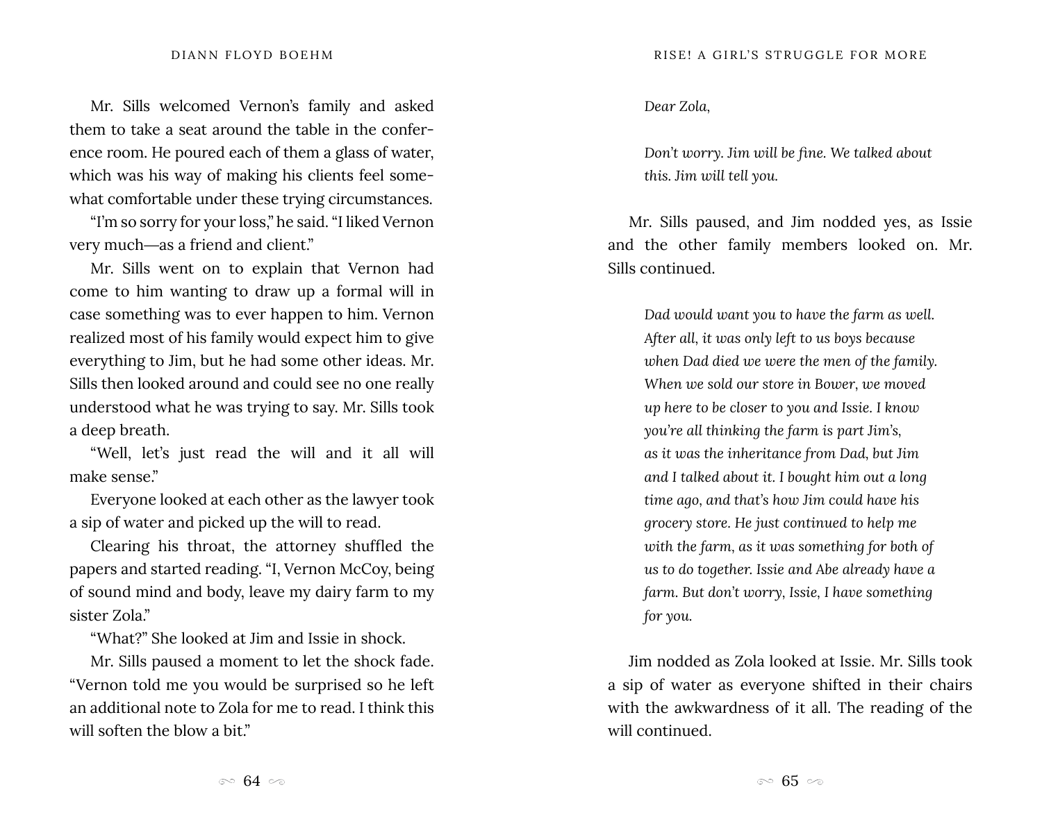Mr. Sills welcomed Vernon's family and asked them to take a seat around the table in the conference room. He poured each of them a glass of water, which was his way of making his clients feel somewhat comfortable under these trying circumstances.

"I'm so sorry for your loss," he said. "I liked Vernon very much—as a friend and client."

Mr. Sills went on to explain that Vernon had come to him wanting to draw up a formal will in case something was to ever happen to him. Vernon realized most of his family would expect him to give everything to Jim, but he had some other ideas. Mr. Sills then looked around and could see no one really understood what he was trying to say. Mr. Sills took a deep breath.

"Well, let's just read the will and it all will make sense."

Everyone looked at each other as the lawyer took a sip of water and picked up the will to read.

Clearing his throat, the attorney shuffled the papers and started reading. "I, Vernon McCoy, being of sound mind and body, leave my dairy farm to my sister Zola."

"What?" She looked at Jim and Issie in shock.

Mr. Sills paused a moment to let the shock fade. "Vernon told me you would be surprised so he left an additional note to Zola for me to read. I think this will soften the blow a bit."

*Dear Zola,*

*Don't worry. Jim will be fine. We talked about this. Jim will tell you.*

Mr. Sills paused, and Jim nodded yes, as Issie and the other family members looked on. Mr. Sills continued.

> *Dad would want you to have the farm as well. After all, it was only left to us boys because when Dad died we were the men of the family. When we sold our store in Bower, we moved up here to be closer to you and Issie. I know you're all thinking the farm is part Jim's, as it was the inheritance from Dad, but Jim and I talked about it. I bought him out a long time ago, and that's how Jim could have his grocery store. He just continued to help me with the farm, as it was something for both of us to do together. Issie and Abe already have a farm. But don't worry, Issie, I have something for you.*

Jim nodded as Zola looked at Issie. Mr. Sills took a sip of water as everyone shifted in their chairs with the awkwardness of it all. The reading of the will continued.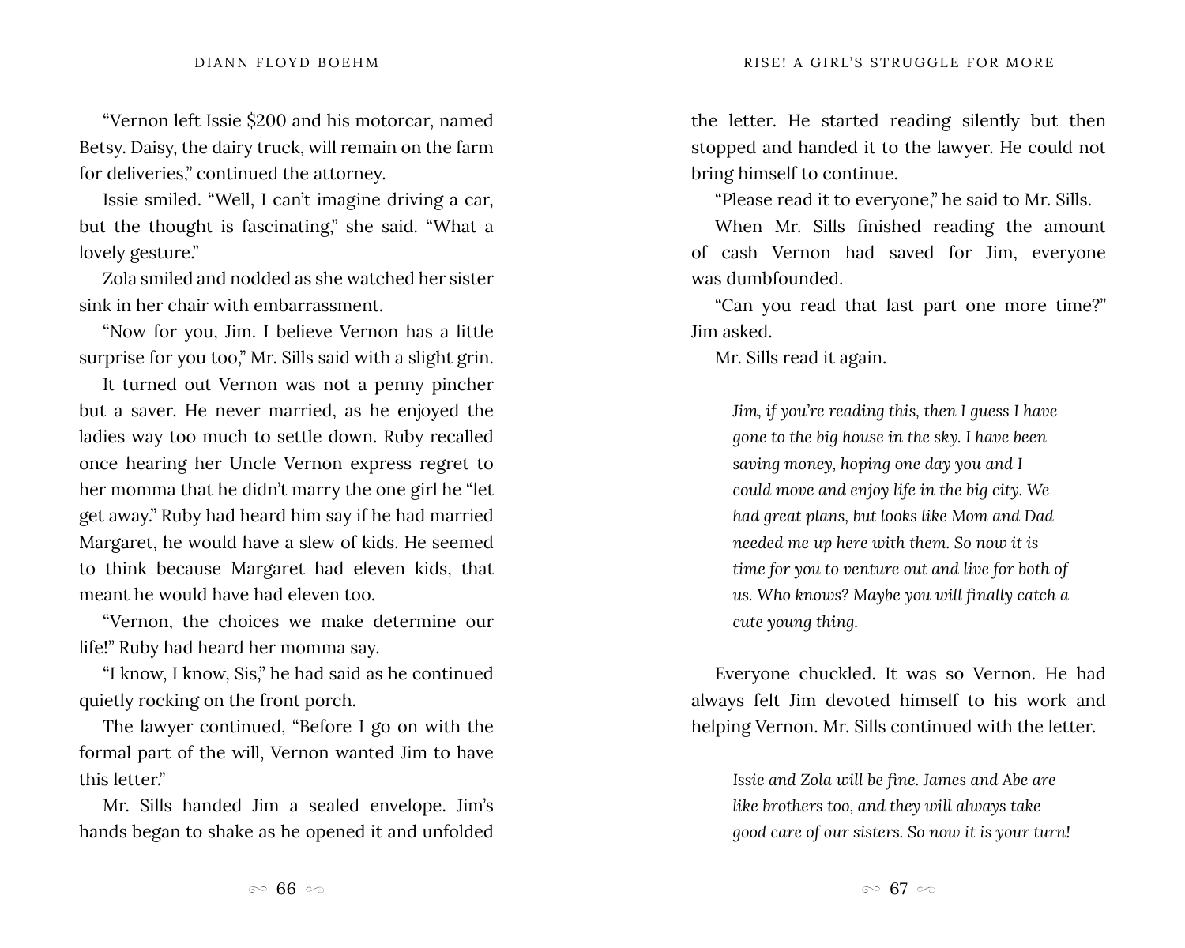"Vernon left Issie $200 and his motorcar, named Betsy. Daisy, the dairy truck, will remain on the farm for deliveries," continued the attorney.

Issie smiled. "Well, I can't imagine driving a car, but the thought is fascinating," she said. "What a lovely gesture."

Zola smiled and nodded as she watched her sister sink in her chair with embarrassment.

"Now for you, Jim. I believe Vernon has a little surprise for you too," Mr. Sills said with a slight grin.

It turned out Vernon was not a penny pincher but a saver. He never married, as he enjoyed the ladies way too much to settle down. Ruby recalled once hearing her Uncle Vernon express regret to her momma that he didn't marry the one girl he "let get away." Ruby had heard him say if he had married Margaret, he would have a slew of kids. He seemed to think because Margaret had eleven kids, that meant he would have had eleven too.

"Vernon, the choices we make determine our life!" Ruby had heard her momma say.

"I know, I know, Sis," he had said as he continued quietly rocking on the front porch.

The lawyer continued, "Before I go on with the formal part of the will, Vernon wanted Jim to have this letter."

Mr. Sills handed Jim a sealed envelope. Jim's hands began to shake as he opened it and unfolded the letter. He started reading silently but then stopped and handed it to the lawyer. He could not bring himself to continue.

"Please read it to everyone," he said to Mr. Sills.

When Mr. Sills finished reading the amount of cash Vernon had saved for Jim, everyone was dumbfounded.

"Can you read that last part one more time?" Jim asked.

Mr. Sills read it again.

> *Jim, if you're reading this, then I guess I have gone to the big house in the sky. I have been saving money, hoping one day you and I could move and enjoy life in the big city. We had great plans, but looks like Mom and Dad needed me up here with them. So now it is time for you to venture out and live for both of us. Who knows? Maybe you will finally catch a cute young thing.*

Everyone chuckled. It was so Vernon. He had always felt Jim devoted himself to his work and helping Vernon. Mr. Sills continued with the letter.

> *Issie and Zola will be fine. James and Abe are like brothers too, and they will always take good care of our sisters. So now it is your turn!*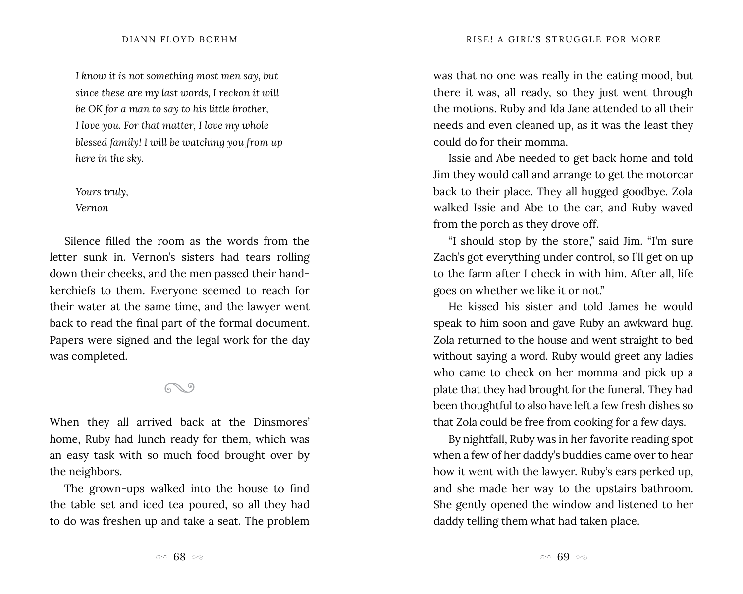*I know it is not something most men say, but since these are my last words, I reckon it will be OK for a man to say to his little brother, I love you. For that matter, I love my whole blessed family! I will be watching you from up here in the sky.*

*Yours truly,*
*Vernon*

Silence filled the room as the words from the letter sunk in. Vernon's sisters had tears rolling down their cheeks, and the men passed their handkerchiefs to them. Everyone seemed to reach for their water at the same time, and the lawyer went back to read the final part of the formal document. Papers were signed and the legal work for the day was completed.

---

When they all arrived back at the Dinsmores' home, Ruby had lunch ready for them, which was an easy task with so much food brought over by the neighbors.

The grown-ups walked into the house to find the table set and iced tea poured, so all they had to do was freshen up and take a seat. The problem was that no one was really in the eating mood, but there it was, all ready, so they just went through the motions. Ruby and Ida Jane attended to all their needs and even cleaned up, as it was the least they could do for their momma.

Issie and Abe needed to get back home and told Jim they would call and arrange to get the motorcar back to their place. They all hugged goodbye. Zola walked Issie and Abe to the car, and Ruby waved from the porch as they drove off.

"I should stop by the store," said Jim. "I'm sure Zach's got everything under control, so I'll get on up to the farm after I check in with him. After all, life goes on whether we like it or not."

He kissed his sister and told James he would speak to him soon and gave Ruby an awkward hug. Zola returned to the house and went straight to bed without saying a word. Ruby would greet any ladies who came to check on her momma and pick up a plate that they had brought for the funeral. They had been thoughtful to also have left a few fresh dishes so that Zola could be free from cooking for a few days.

By nightfall, Ruby was in her favorite reading spot when a few of her daddy's buddies came over to hear how it went with the lawyer. Ruby's ears perked up, and she made her way to the upstairs bathroom. She gently opened the window and listened to her daddy telling them what had taken place.